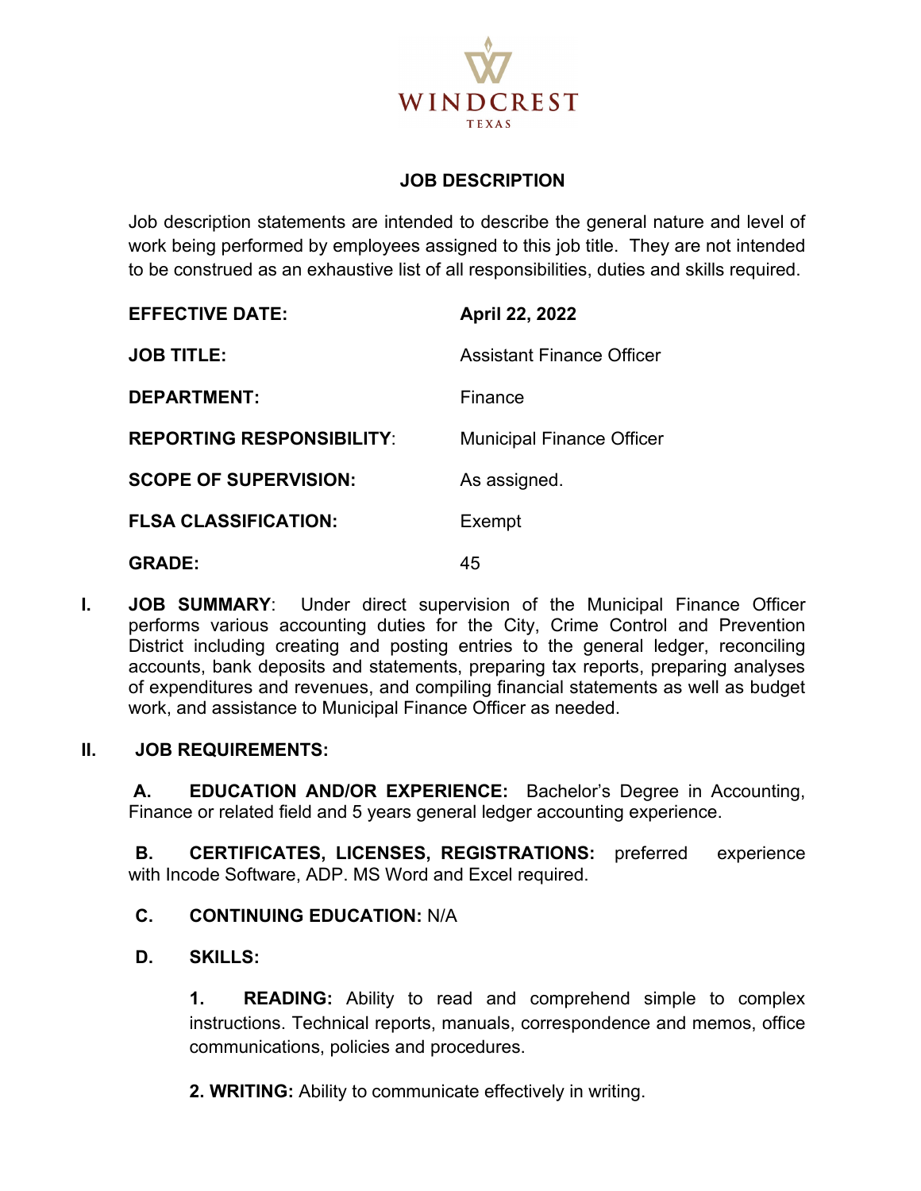WINDCREST
TEXAS

## JOB DESCRIPTION

Job description statements are intended to describe the general nature and level of work being performed by employees assigned to this job title. They are not intended to be construed as an exhaustive list of all responsibilities, duties and skills required.

| | |
|---|---|
| **EFFECTIVE DATE:** | **April 22, 2022** |
| **JOB TITLE:** | Assistant Finance Officer |
| **DEPARTMENT:** | Finance |
| **REPORTING RESPONSIBILITY:** | Municipal Finance Officer |
| **SCOPE OF SUPERVISION:** | As assigned. |
| **FLSA CLASSIFICATION:** | Exempt |
| **GRADE:** | 45 |

**I. JOB SUMMARY**: Under direct supervision of the Municipal Finance Officer performs various accounting duties for the City, Crime Control and Prevention District including creating and posting entries to the general ledger, reconciling accounts, bank deposits and statements, preparing tax reports, preparing analyses of expenditures and revenues, and compiling financial statements as well as budget work, and assistance to Municipal Finance Officer as needed.

**II. JOB REQUIREMENTS:**

**A. EDUCATION AND/OR EXPERIENCE:** Bachelor's Degree in Accounting, Finance or related field and 5 years general ledger accounting experience.

**B. CERTIFICATES, LICENSES, REGISTRATIONS:** preferred experience with Incode Software, ADP. MS Word and Excel required.

**C. CONTINUING EDUCATION:** N/A

**D. SKILLS:**

**1. READING:** Ability to read and comprehend simple to complex instructions. Technical reports, manuals, correspondence and memos, office communications, policies and procedures.

**2. WRITING:** Ability to communicate effectively in writing.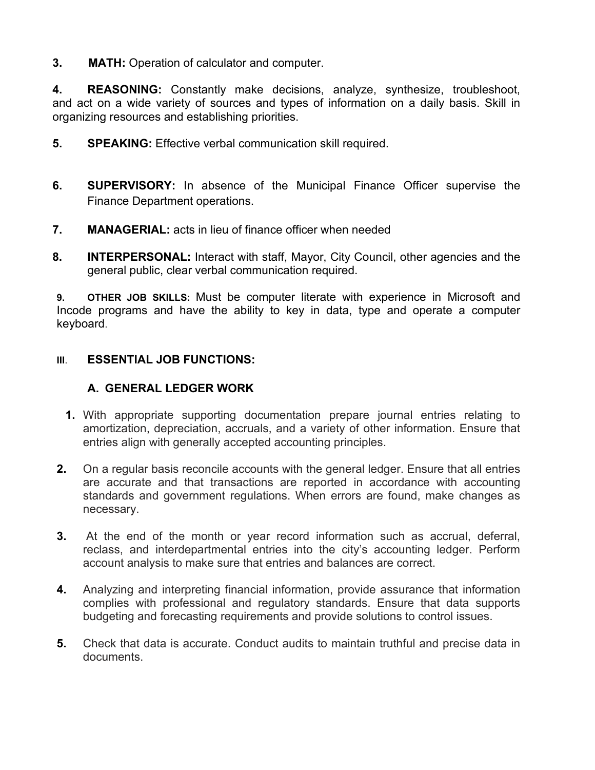3. **MATH:** Operation of calculator and computer.

4. **REASONING:** Constantly make decisions, analyze, synthesize, troubleshoot, and act on a wide variety of sources and types of information on a daily basis. Skill in organizing resources and establishing priorities.

5. **SPEAKING:** Effective verbal communication skill required.

6. **SUPERVISORY:** In absence of the Municipal Finance Officer supervise the Finance Department operations.

7. **MANAGERIAL:** acts in lieu of finance officer when needed

8. **INTERPERSONAL:** Interact with staff, Mayor, City Council, other agencies and the general public, clear verbal communication required.

9. **OTHER JOB SKILLS:** Must be computer literate with experience in Microsoft and Incode programs and have the ability to key in data, type and operate a computer keyboard.

## III. ESSENTIAL JOB FUNCTIONS:

### A. GENERAL LEDGER WORK

1. With appropriate supporting documentation prepare journal entries relating to amortization, depreciation, accruals, and a variety of other information. Ensure that entries align with generally accepted accounting principles.

2. On a regular basis reconcile accounts with the general ledger. Ensure that all entries are accurate and that transactions are reported in accordance with accounting standards and government regulations. When errors are found, make changes as necessary.

3. At the end of the month or year record information such as accrual, deferral, reclass, and interdepartmental entries into the city's accounting ledger. Perform account analysis to make sure that entries and balances are correct.

4. Analyzing and interpreting financial information, provide assurance that information complies with professional and regulatory standards. Ensure that data supports budgeting and forecasting requirements and provide solutions to control issues.

5. Check that data is accurate. Conduct audits to maintain truthful and precise data in documents.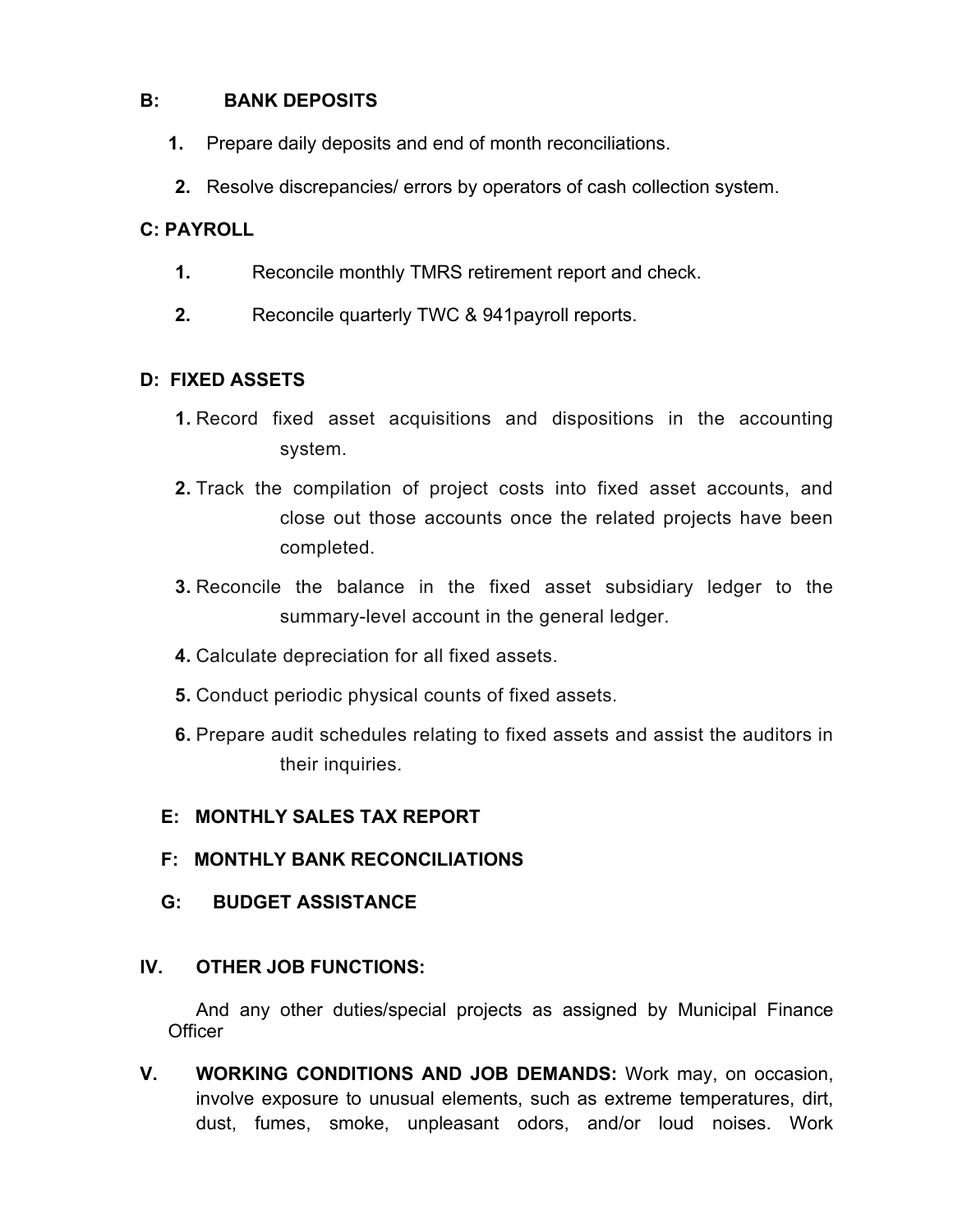**B: BANK DEPOSITS**

1. Prepare daily deposits and end of month reconciliations.
2. Resolve discrepancies/ errors by operators of cash collection system.

**C: PAYROLL**

1. Reconcile monthly TMRS retirement report and check.
2. Reconcile quarterly TWC & 941payroll reports.

**D: FIXED ASSETS**

1. Record fixed asset acquisitions and dispositions in the accounting system.
2. Track the compilation of project costs into fixed asset accounts, and close out those accounts once the related projects have been completed.
3. Reconcile the balance in the fixed asset subsidiary ledger to the summary-level account in the general ledger.
4. Calculate depreciation for all fixed assets.
5. Conduct periodic physical counts of fixed assets.
6. Prepare audit schedules relating to fixed assets and assist the auditors in their inquiries.

**E: MONTHLY SALES TAX REPORT**

**F: MONTHLY BANK RECONCILIATIONS**

**G: BUDGET ASSISTANCE**

**IV. OTHER JOB FUNCTIONS:**

And any other duties/special projects as assigned by Municipal Finance Officer

**V. WORKING CONDITIONS AND JOB DEMANDS:** Work may, on occasion, involve exposure to unusual elements, such as extreme temperatures, dirt, dust, fumes, smoke, unpleasant odors, and/or loud noises. Work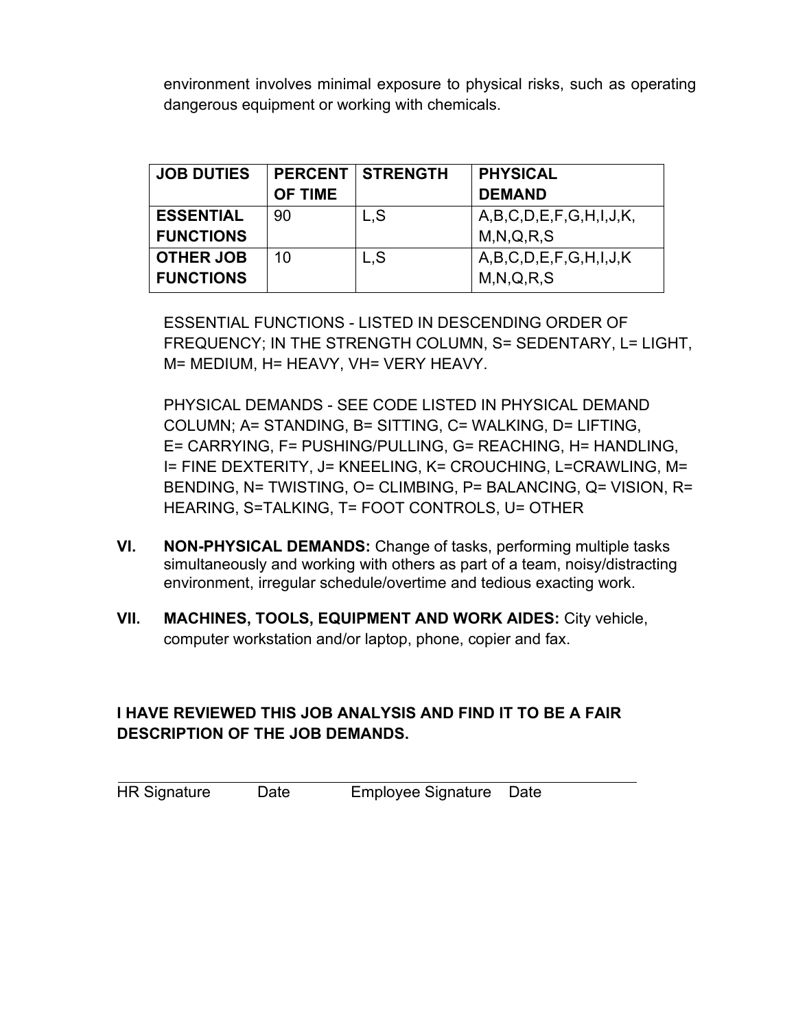environment involves minimal exposure to physical risks, such as operating dangerous equipment or working with chemicals.

| JOB DUTIES | PERCENT OF TIME | STRENGTH | PHYSICAL DEMAND |
| --- | --- | --- | --- |
| **ESSENTIAL FUNCTIONS** | 90 | L,S | A,B,C,D,E,F,G,H,I,J,K, M,N,Q,R,S |
| **OTHER JOB FUNCTIONS** | 10 | L,S | A,B,C,D,E,F,G,H,I,J,K M,N,Q,R,S |

ESSENTIAL FUNCTIONS - LISTED IN DESCENDING ORDER OF FREQUENCY; IN THE STRENGTH COLUMN, S= SEDENTARY, L= LIGHT, M= MEDIUM, H= HEAVY, VH= VERY HEAVY.

PHYSICAL DEMANDS - SEE CODE LISTED IN PHYSICAL DEMAND COLUMN; A= STANDING, B= SITTING, C= WALKING, D= LIFTING, E= CARRYING, F= PUSHING/PULLING, G= REACHING, H= HANDLING, I= FINE DEXTERITY, J= KNEELING, K= CROUCHING, L=CRAWLING, M= BENDING, N= TWISTING, O= CLIMBING, P= BALANCING, Q= VISION, R= HEARING, S=TALKING, T= FOOT CONTROLS, U= OTHER

**VI. NON-PHYSICAL DEMANDS:** Change of tasks, performing multiple tasks simultaneously and working with others as part of a team, noisy/distracting environment, irregular schedule/overtime and tedious exacting work.

**VII. MACHINES, TOOLS, EQUIPMENT AND WORK AIDES:** City vehicle, computer workstation and/or laptop, phone, copier and fax.

**I HAVE REVIEWED THIS JOB ANALYSIS AND FIND IT TO BE A FAIR DESCRIPTION OF THE JOB DEMANDS.**

HR Signature Date Employee Signature Date